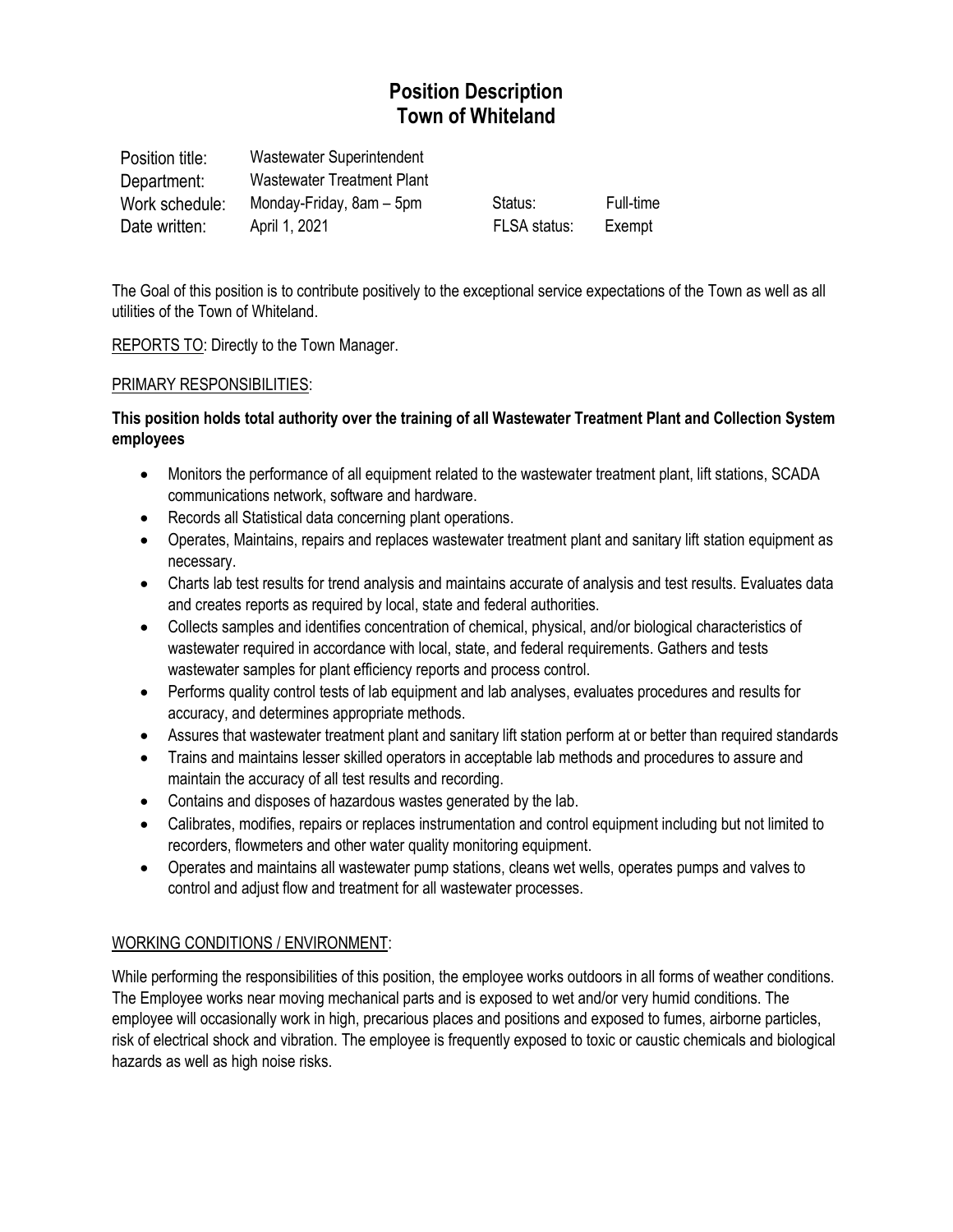# Position Description
## Town of Whiteland

| | | | |
|---|---|---|---|
| Position title: | Wastewater Superintendent | | |
| Department: | Wastewater Treatment Plant | | |
| Work schedule: | Monday-Friday, 8am – 5pm | Status: | Full-time |
| Date written: | April 1, 2021 | FLSA status: | Exempt |

The Goal of this position is to contribute positively to the exceptional service expectations of the Town as well as all utilities of the Town of Whiteland.

REPORTS TO: Directly to the Town Manager.

PRIMARY RESPONSIBILITIES:

**This position holds total authority over the training of all Wastewater Treatment Plant and Collection System employees**

- Monitors the performance of all equipment related to the wastewater treatment plant, lift stations, SCADA communications network, software and hardware.
- Records all Statistical data concerning plant operations.
- Operates, Maintains, repairs and replaces wastewater treatment plant and sanitary lift station equipment as necessary.
- Charts lab test results for trend analysis and maintains accurate of analysis and test results. Evaluates data and creates reports as required by local, state and federal authorities.
- Collects samples and identifies concentration of chemical, physical, and/or biological characteristics of wastewater required in accordance with local, state, and federal requirements. Gathers and tests wastewater samples for plant efficiency reports and process control.
- Performs quality control tests of lab equipment and lab analyses, evaluates procedures and results for accuracy, and determines appropriate methods.
- Assures that wastewater treatment plant and sanitary lift station perform at or better than required standards
- Trains and maintains lesser skilled operators in acceptable lab methods and procedures to assure and maintain the accuracy of all test results and recording.
- Contains and disposes of hazardous wastes generated by the lab.
- Calibrates, modifies, repairs or replaces instrumentation and control equipment including but not limited to recorders, flowmeters and other water quality monitoring equipment.
- Operates and maintains all wastewater pump stations, cleans wet wells, operates pumps and valves to control and adjust flow and treatment for all wastewater processes.

WORKING CONDITIONS / ENVIRONMENT:

While performing the responsibilities of this position, the employee works outdoors in all forms of weather conditions. The Employee works near moving mechanical parts and is exposed to wet and/or very humid conditions. The employee will occasionally work in high, precarious places and positions and exposed to fumes, airborne particles, risk of electrical shock and vibration. The employee is frequently exposed to toxic or caustic chemicals and biological hazards as well as high noise risks.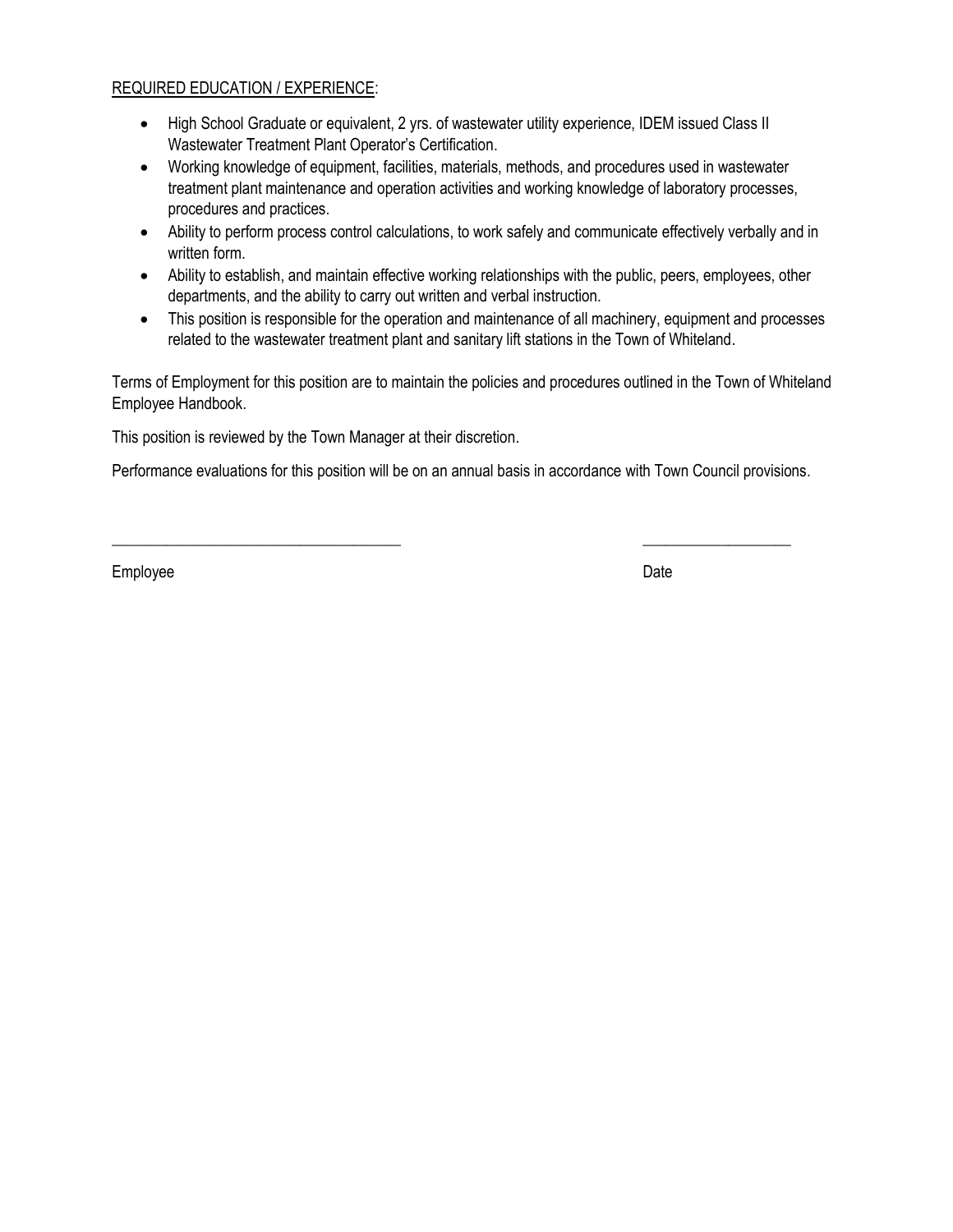REQUIRED EDUCATION / EXPERIENCE:

- High School Graduate or equivalent, 2 yrs. of wastewater utility experience, IDEM issued Class II Wastewater Treatment Plant Operator's Certification.
- Working knowledge of equipment, facilities, materials, methods, and procedures used in wastewater treatment plant maintenance and operation activities and working knowledge of laboratory processes, procedures and practices.
- Ability to perform process control calculations, to work safely and communicate effectively verbally and in written form.
- Ability to establish, and maintain effective working relationships with the public, peers, employees, other departments, and the ability to carry out written and verbal instruction.
- This position is responsible for the operation and maintenance of all machinery, equipment and processes related to the wastewater treatment plant and sanitary lift stations in the Town of Whiteland.

Terms of Employment for this position are to maintain the policies and procedures outlined in the Town of Whiteland Employee Handbook.

This position is reviewed by the Town Manager at their discretion.

Performance evaluations for this position will be on an annual basis in accordance with Town Council provisions.

_____________________________________ ___________________

Employee Date